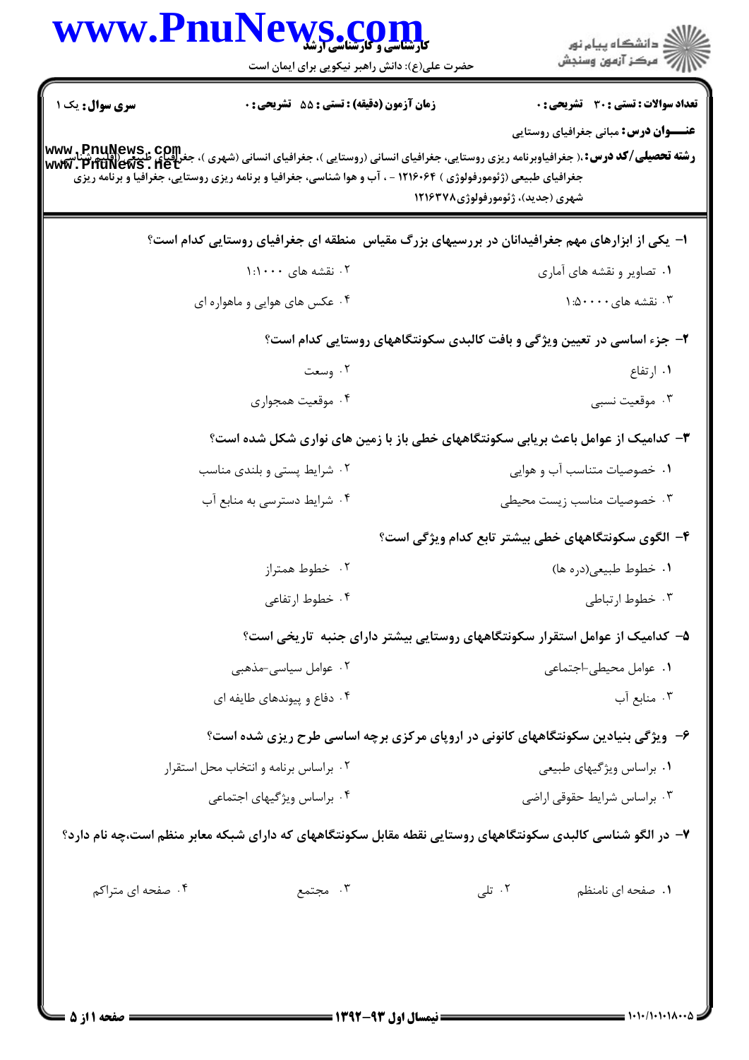**سری سوال:** یک ۱

**زمان آزمون (دقیقه) : تستی : ۵۵ تشریحی : ۰**

**تعداد سوالات : تستی : ۳۰ تشریحی : ۰**

**عنـــوان درس:** مبانی جغرافیای روستایی

**رشته تحصیلی/کد درس:** ، جغرافیاوبرنامه ریزی روستایی، جغرافیای انسانی (روستایی )، جغرافیای انسانی (شهری )، جغرافیای طبیعی (اقلیم شناسی ) ، جغرافیای طبیعی (ژئومورفولوژی ) ۱۲۱۶۰۶۴ - ، آب و هوا شناسی، جغرافیا و برنامه ریزی روستایی، جغرافیا و برنامه ریزی شهری (جدید)، ژئومورفولوژی۱۲۱۶۳۷۸

۱- یکی از ابزارهای مهم جغرافیدانان در بررسیهای بزرگ مقیاس منطقه ای جغرافیای روستایی کدام است؟

۱. تصاویر و نقشه های آماری

۲. نقشه های ۱:۱۰۰۰

۳. نقشه های ۱:۵۰۰۰۰

۴. عکس های هوایی و ماهواره ای

۲- جزء اساسی در تعیین ویژگی و بافت کالبدی سکونتگاههای روستایی کدام است؟

۱. ارتفاع

۲. وسعت

۳. موقعیت نسبی

۴. موقعیت همجواری

۳- کدامیک از عوامل باعث برپایی سکونتگاههای خطی باز با زمین های نواری شکل شده است؟

۱. خصوصیات متناسب آب و هوایی

۲. شرایط پستی و بلندی مناسب

۳. خصوصیات مناسب زیست محیطی

۴. شرایط دسترسی به منابع آب

۴- الگوی سکونتگاههای خطی بیشتر تابع کدام ویژگی است؟

۱. خطوط طبیعی(دره ها)

۲. خطوط همتراز

۳. خطوط ارتباطی

۴. خطوط ارتفاعی

۵- کدامیک از عوامل استقرار سکونتگاههای روستایی بیشتر دارای جنبه تاریخی است؟

۱. عوامل محیطی-اجتماعی

۲. عوامل سیاسی-مذهبی

۳. منابع آب

۴. دفاع و پیوندهای طایفه ای

۶- ویژگی بنیادین سکونتگاههای کانونی در اروپای مرکزی برچه اساسی طرح ریزی شده است؟

۱. براساس ویژگیهای طبیعی

۲. براساس برنامه و انتخاب محل استقرار

۳. براساس شرایط حقوقی اراضی

۴. براساس ویژگیهای اجتماعی

۷- در الگو شناسی کالبدی سکونتگاههای روستایی نقطه مقابل سکونتگاههای که دارای شبکه معابر منظم است،چه نام دارد؟

۱. صفحه ای نامنظم

۲. تلی

۳. مجتمع

۴. صفحه ای متراکم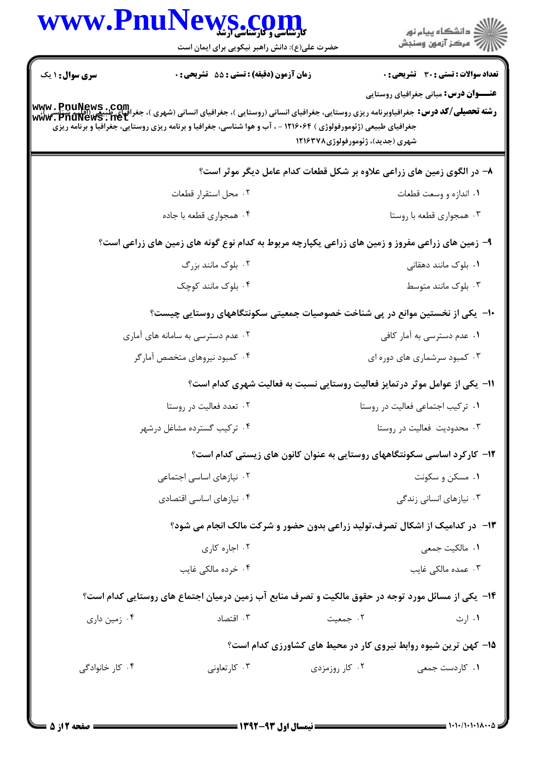**تعداد سوالات : تستی : ۳۰ تشریحی : ۰** | **زمان آزمون (دقیقه) : تستی : ۵۵ تشریحی : ۰** | **سری سوال : ۱ یک**

**عنـــوان درس:** مبانی جغرافیای روستایی

**رشته تحصیلی/کد درس:** جغرافیاوبرنامه ریزی روستایی، جغرافیای انسانی (روستایی )، جغرافیای انسانی (شهری )، جغرافیای طبیعی (اقلیم شناسی )، جغرافیای طبیعی (ژئومورفولوژی ) ۱۲۱۶۰۶۴ - ، آب و هوا شناسی، جغرافیا و برنامه ریزی روستایی، جغرافیا و برنامه ریزی شهری (جدید)، ژئومورفولوژی۱۲۱۶۳۷۸

۸- در الگوی زمین های زراعی علاوه بر شکل قطعات کدام عامل دیگر موثر است؟

۱. اندازه و وسعت قطعات
۲. محل استقرار قطعات
۳. همجواری قطعه با روستا
۴. همجواری قطعه با جاده

۹- زمین های زراعی مفروز و زمین های زراعی یکپارچه مربوط به کدام نوع گونه های زمین های زراعی است؟

۱. بلوک مانند دهقانی
۲. بلوک مانند بزرگ
۳. بلوک مانند متوسط
۴. بلوک مانند کوچک

۱۰- یکی از نخستین موانع در پی شناخت خصوصیات جمعیتی سکونتگاههای روستایی چیست؟

۱. عدم دسترسی به آمار کافی
۲. عدم دسترسی به سامانه های آماری
۳. کمبود سرشماری های دوره ای
۴. کمبود نیروهای متخصص آمارگر

۱۱- یکی از عوامل موثر درتمایز فعالیت روستایی نسبت به فعالیت شهری کدام است؟

۱. ترکیب اجتماعی فعالیت در روستا
۲. تعدد فعالیت در روستا
۳. محدودیت فعالیت در روستا
۴. ترکیب گسترده مشاغل درشهر

۱۲- کارکرد اساسی سکونتگاههای روستایی به عنوان کانون های زیستی کدام است؟

۱. مسکن و سکونت
۲. نیازهای اساسی اجتماعی
۳. نیازهای انسانی زندگی
۴. نیازهای اساسی اقتصادی

۱۳- در کدامیک از اشکال تصرف،تولید زراعی بدون حضور و شرکت مالک انجام می شود؟

۱. مالکیت جمعی
۲. اجاره کاری
۳. عمده مالکی غایب
۴. خرده مالکی غایب

۱۴- یکی از مسائل مورد توجه در حقوق مالکیت و تصرف منابع آب زمین درمیان اجتماع های روستایی کدام است؟

۱. ارث
۲. جمعیت
۳. اقتصاد
۴. زمین داری

۱۵- کهن ترین شیوه روابط نیروی کار در محیط های کشاورزی کدام است؟

۱. کاردست جمعی
۲. کار روزمزدی
۳. کارتعاونی
۴. کار خانوادگی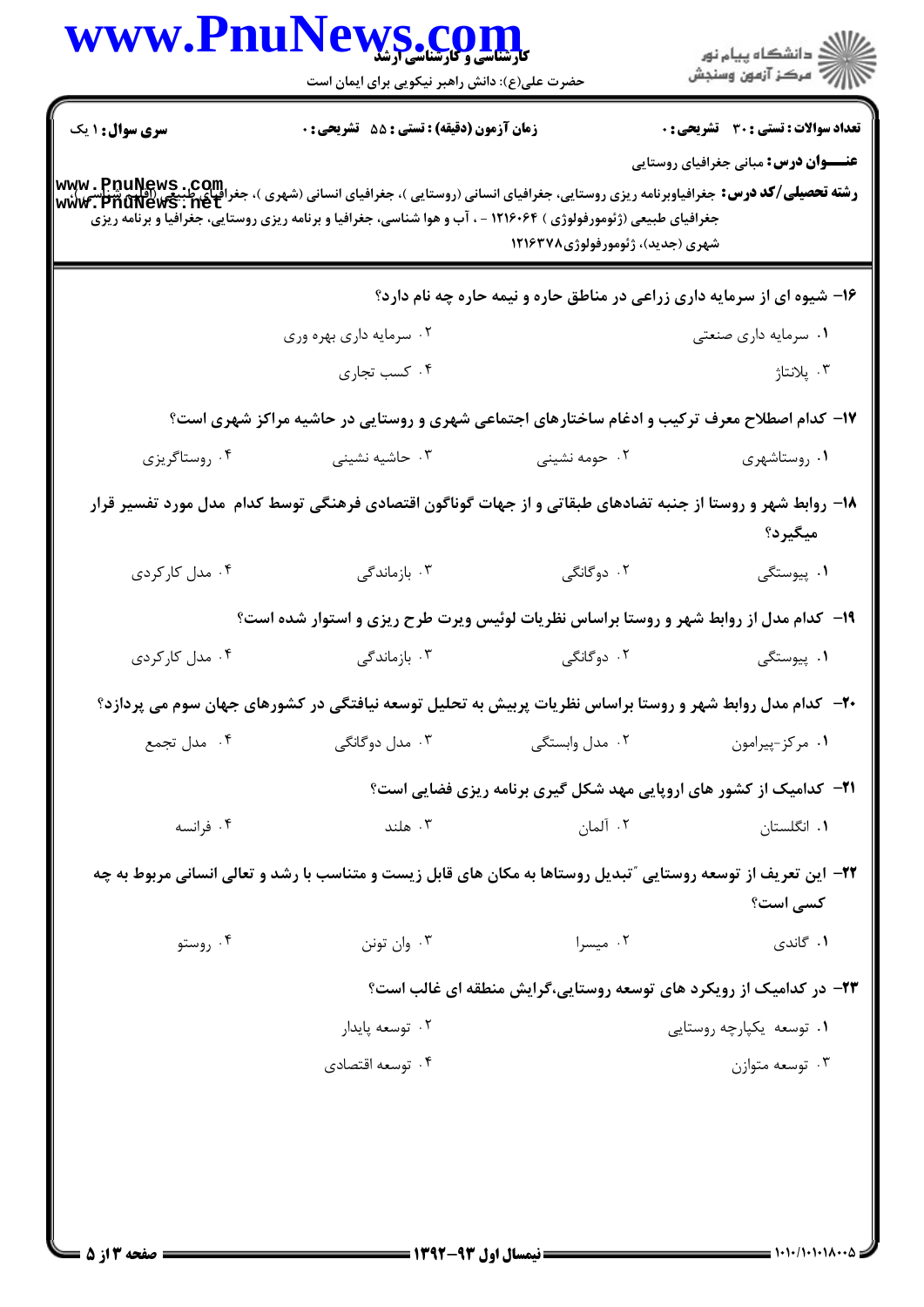**سری سوال:** ۱ یک

**زمان آزمون (دقیقه) : تستی : ۵۵ تشریحی : ۰**

**تعداد سوالات : تستی : ۳۰ تشریحی : ۰**

**عنـــوان درس:** مبانی جغرافیای روستایی

**رشته تحصیلی/کد درس:** جغرافیاوبرنامه ریزی روستایی، جغرافیای انسانی (روستایی )، جغرافیای انسانی (شهری )، جغرافیای طبیعی (اقلیم شناسی )، جغرافیای طبیعی (ژئومورفولوژی ) ۱۲۱۶۰۶۴ - ، آب و هوا شناسی، جغرافیا و برنامه ریزی روستایی، جغرافیا و برنامه ریزی شهری (جدید)، ژئومورفولوژی۱۲۱۶۳۷۸

۱۶- شیوه ای از سرمایه داری زراعی در مناطق حاره و نیمه حاره چه نام دارد؟

۱. سرمایه داری صنعتی
۲. سرمایه داری بهره وری
۳. پلانتاژ
۴. کسب تجاری

۱۷- کدام اصطلاح معرف ترکیب و ادغام ساختارهای اجتماعی شهری و روستایی در حاشیه مراکز شهری است؟

۱. روستاشهری
۲. حومه نشینی
۳. حاشیه نشینی
۴. روستاگریزی

۱۸- روابط شهر و روستا از جنبه تضادهای طبقاتی و از جهات گوناگون اقتصادی فرهنگی توسط کدام مدل مورد تفسیر قرار میگیرد؟

۱. پیوستگی
۲. دوگانگی
۳. بازماندگی
۴. مدل کارکردی

۱۹- کدام مدل از روابط شهر و روستا براساس نظریات لوئیس ویرت طرح ریزی و استوار شده است؟

۱. پیوستگی
۲. دوگانگی
۳. بازماندگی
۴. مدل کارکردی

۲۰- کدام مدل روابط شهر و روستا براساس نظریات پربیش به تحلیل توسعه نیافتگی در کشورهای جهان سوم می پردازد؟

۱. مرکز-پیرامون
۲. مدل وابستگی
۳. مدل دوگانگی
۴. مدل تجمع

۲۱- کدامیک از کشور های اروپایی مهد شکل گیری برنامه ریزی فضایی است؟

۱. انگلستان
۲. آلمان
۳. هلند
۴. فرانسه

۲۲- این تعریف از توسعه روستایی "تبدیل روستاها به مکان های قابل زیست و متناسب با رشد و تعالی انسانی مربوط به چه کسی است؟

۱. گاندی
۲. میسرا
۳. وان تونن
۴. روستو

۲۳- در کدامیک از رویکرد های توسعه روستایی،گرایش منطقه ای غالب است؟

۱. توسعه یکپارچه روستایی
۲. توسعه پایدار
۳. توسعه متوازن
۴. توسعه اقتصادی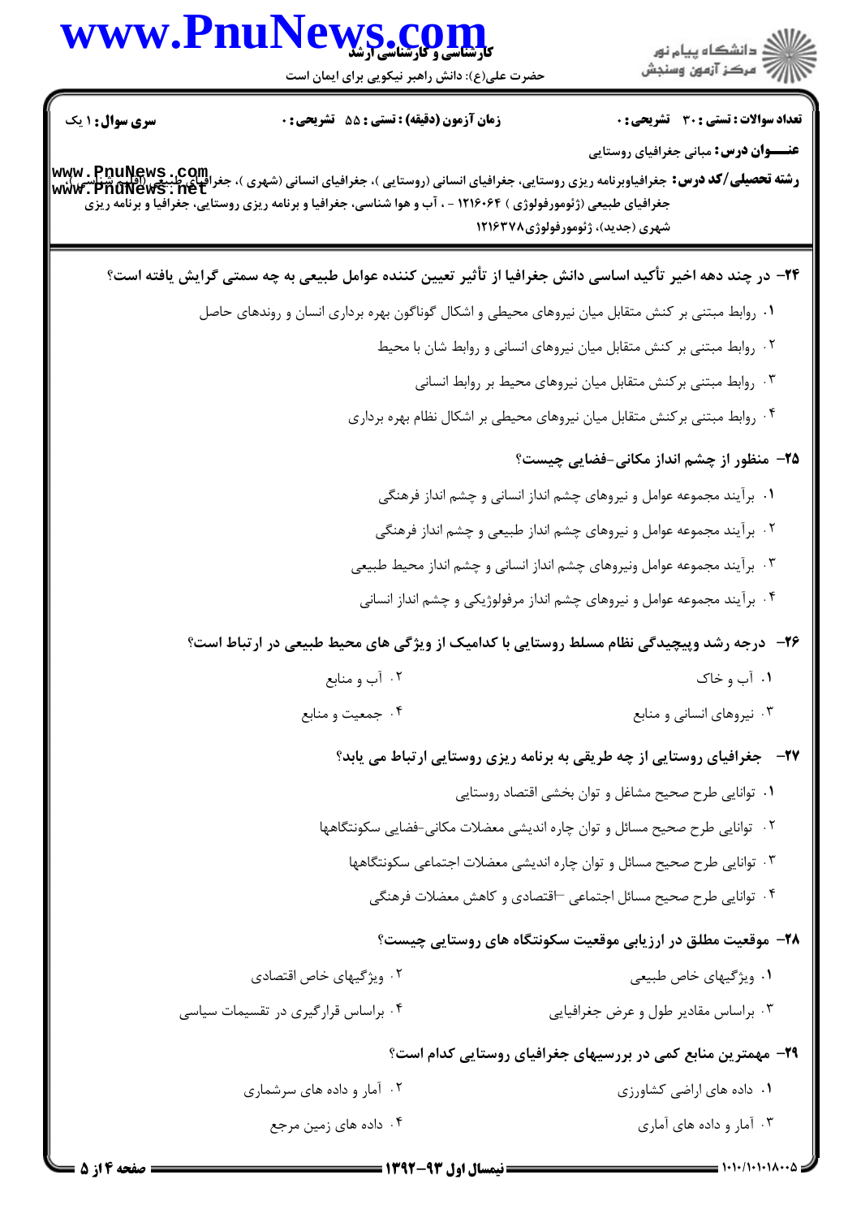**تعداد سوالات : تستی : ۳۰ تشریحی : ۰** | **زمان آزمون (دقیقه) : تستی : ۵۵ تشریحی : ۰** | **سری سوال : ۱ یک**

**عنـــوان درس:** مبانی جغرافیای روستایی

**رشته تحصیلی/کد درس:** جغرافیاوبرنامه ریزی روستایی، جغرافیای انسانی (روستایی )، جغرافیای انسانی (شهری )، جغرافیای طبیعی (اقلیم شناسی )، جغرافیای طبیعی (ژئومورفولوژی ) ۱۲۱۶۰۶۴ - ، آب و هوا شناسی، جغرافیا و برنامه ریزی روستایی، جغرافیا و برنامه ریزی شهری (جدید)، ژئومورفولوژی۱۲۱۶۳۷۸

**۲۴- در چند دهه اخیر تأکید اساسی دانش جغرافیا از تأثیر تعیین کننده عوامل طبیعی به چه سمتی گرایش یافته است؟**

۱. روابط مبتنی بر کنش متقابل میان نیروهای محیطی و اشکال گوناگون بهره برداری انسان و روندهای حاصل

۲. روابط مبتنی بر کنش متقابل میان نیروهای انسانی و روابط شان با محیط

۳. روابط مبتنی برکنش متقابل میان نیروهای محیط بر روابط انسانی

۴. روابط مبتنی برکنش متقابل میان نیروهای محیطی بر اشکال نظام بهره برداری

**۲۵- منظور از چشم انداز مکانی-فضایی چیست؟**

۱. برآیند مجموعه عوامل و نیروهای چشم انداز انسانی و چشم انداز فرهنگی

۲. برآیند مجموعه عوامل و نیروهای چشم انداز طبیعی و چشم انداز فرهنگی

۳. برآیند مجموعه عوامل ونیروهای چشم انداز انسانی و چشم انداز محیط طبیعی

۴. برآیند مجموعه عوامل و نیروهای چشم انداز مرفولوژیکی و چشم انداز انسانی

**۲۶- درجه رشد وپیچیدگی نظام مسلط روستایی با کدامیک از ویژگی های محیط طبیعی در ارتباط است؟**

۱. آب و خاک

۲. آب و منابع

۳. نیروهای انسانی و منابع

۴. جمعیت و منابع

**۲۷- جغرافیای روستایی از چه طریقی به برنامه ریزی روستایی ارتباط می یابد؟**

۱. توانایی طرح صحیح مشاغل و توان بخشی اقتصاد روستایی

۲. توانایی طرح صحیح مسائل و توان چاره اندیشی معضلات مکانی-فضایی سکونتگاهها

۳. توانایی طرح صحیح مسائل و توان چاره اندیشی معضلات اجتماعی سکونتگاهها

۴. توانایی طرح صحیح مسائل اجتماعی -اقتصادی و کاهش معضلات فرهنگی

**۲۸- موقعیت مطلق در ارزیابی موقعیت سکونتگاه های روستایی چیست؟**

۱. ویژگیهای خاص طبیعی

۲. ویژگیهای خاص اقتصادی

۳. براساس مقادیر طول و عرض جغرافیایی

۴. براساس قرارگیری در تقسیمات سیاسی

**۲۹- مهمترین منابع کمی در بررسیهای جغرافیای روستایی کدام است؟**

۱. داده های اراضی کشاورزی

۲. آمار و داده های سرشماری

۳. آمار و داده های آماری

۴. داده های زمین مرجع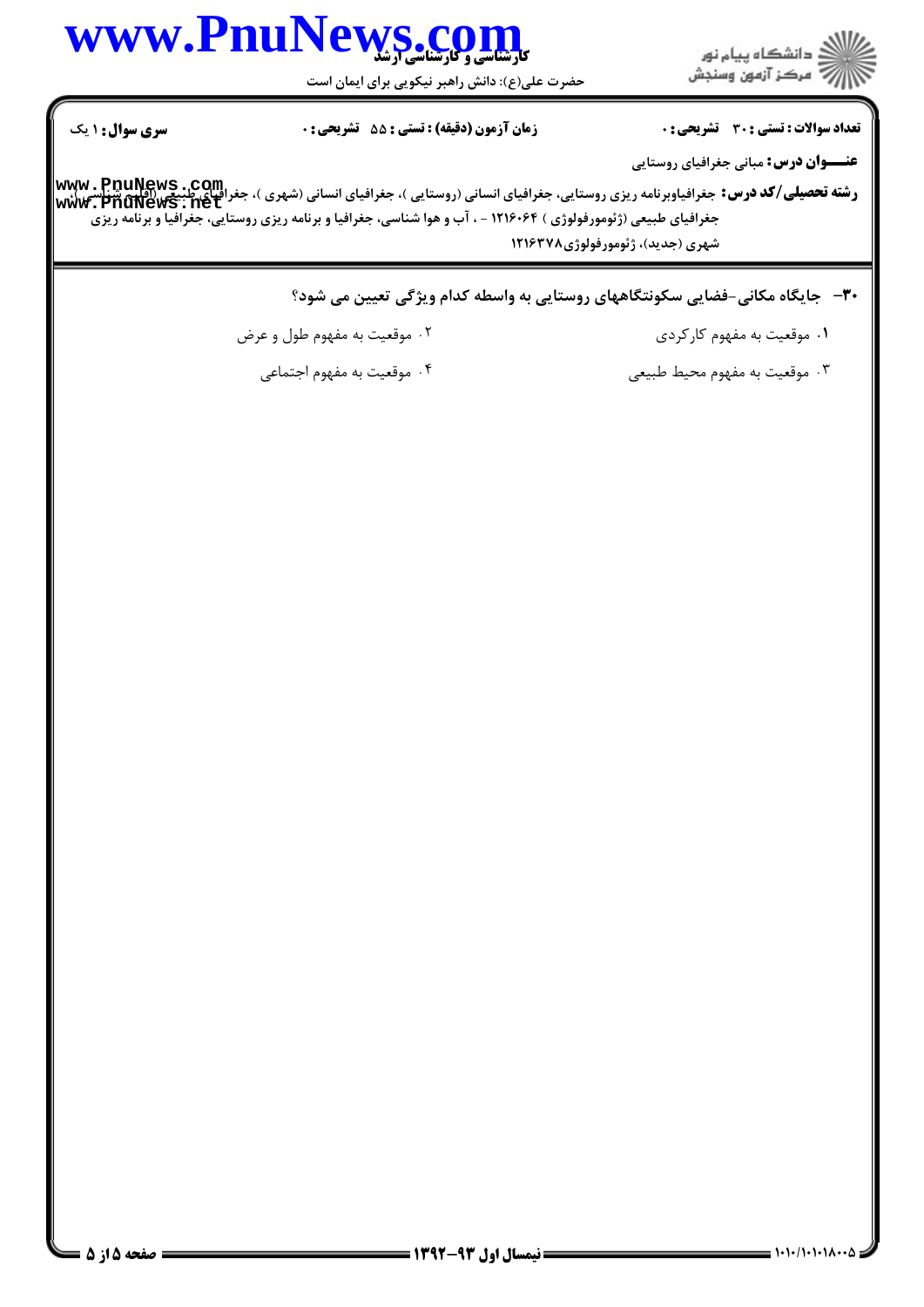**تعداد سوالات : تستی : ۳۰ تشریحی : ۰** | **زمان آزمون (دقیقه) : تستی : ۵۵ تشریحی : ۰** | **سری سوال : ۱ یک**

**عنـــوان درس:** مبانی جغرافیای روستایی

**رشته تحصیلی/کد درس:** جغرافیاوبرنامه ریزی روستایی، جغرافیای انسانی (روستایی )، جغرافیای انسانی (شهری )، جغرافیای طبیعی (اقلیم شناسی )، جغرافیای طبیعی (ژئومورفولوژی ) ۱۲۱۶۰۶۴ - ، آب و هوا شناسی، جغرافیا و برنامه ریزی روستایی، جغرافیا و برنامه ریزی شهری (جدید)، ژئومورفولوژی۱۲۱۶۳۷۸

**۳۰- جایگاه مکانی-فضایی سکونتگاههای روستایی به واسطه کدام ویژگی تعیین می شود؟**

۱. موقعیت به مفهوم کارکردی

۲. موقعیت به مفهوم طول و عرض

۳. موقعیت به مفهوم محیط طبیعی

۴. موقعیت به مفهوم اجتماعی